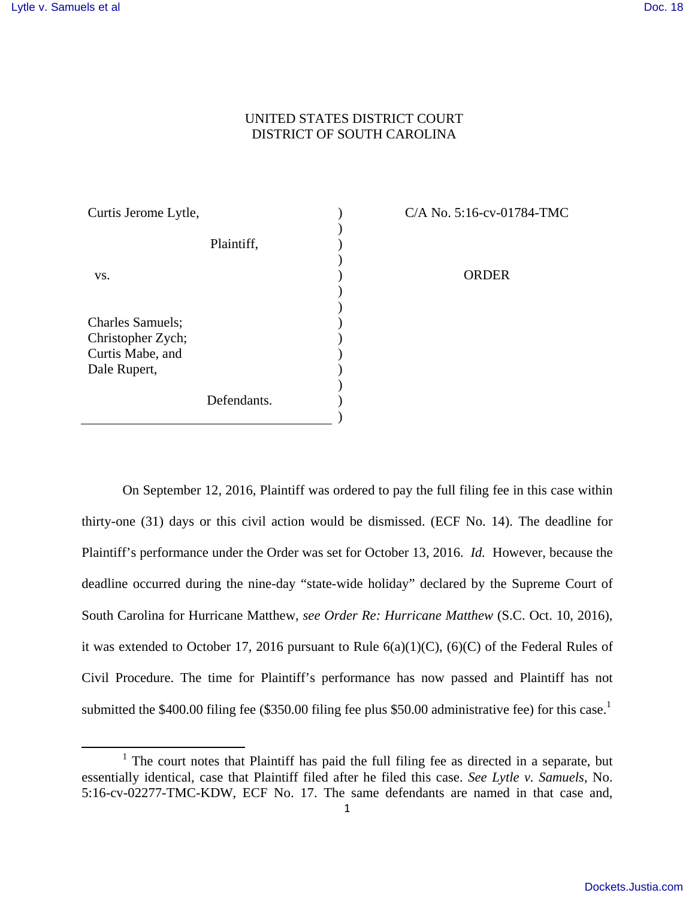UNITED STATES DISTRICT COURT
DISTRICT OF SOUTH CAROLINA

| | | |
|---|---|---|
| Curtis Jerome Lytle,<br><br>Plaintiff,<br><br>vs.<br><br>Charles Samuels;<br>Christopher Zych;<br>Curtis Mabe, and<br>Dale Rupert,<br><br>Defendants. | ) | C/A No. 5:16-cv-01784-TMC<br><br>ORDER |

On September 12, 2016, Plaintiff was ordered to pay the full filing fee in this case within thirty-one (31) days or this civil action would be dismissed. (ECF No. 14). The deadline for Plaintiff's performance under the Order was set for October 13, 2016. *Id.* However, because the deadline occurred during the nine-day "state-wide holiday" declared by the Supreme Court of South Carolina for Hurricane Matthew, *see Order Re: Hurricane Matthew* (S.C. Oct. 10, 2016), it was extended to October 17, 2016 pursuant to Rule 6(a)(1)(C), (6)(C) of the Federal Rules of Civil Procedure. The time for Plaintiff's performance has now passed and Plaintiff has not submitted the $400.00 filing fee ($350.00 filing fee plus $50.00 administrative fee) for this case.[1]

[1] The court notes that Plaintiff has paid the full filing fee as directed in a separate, but essentially identical, case that Plaintiff filed after he filed this case. *See Lytle v. Samuels*, No. 5:16-cv-02277-TMC-KDW, ECF No. 17. The same defendants are named in that case and,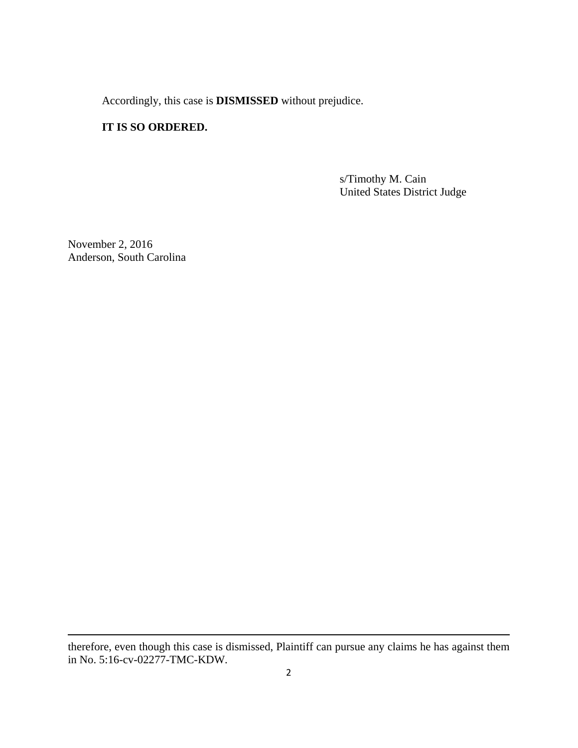Accordingly, this case is **DISMISSED** without prejudice.

**IT IS SO ORDERED.**

s/Timothy M. Cain
United States District Judge

November 2, 2016
Anderson, South Carolina

---

therefore, even though this case is dismissed, Plaintiff can pursue any claims he has against them in No. 5:16-cv-02277-TMC-KDW.